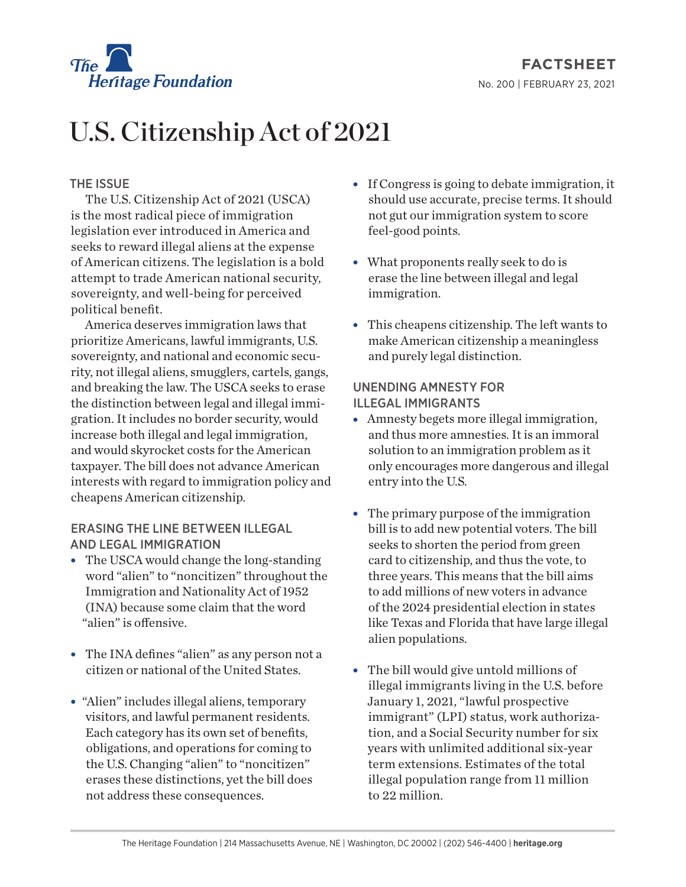The Heritage Foundation

FACTSHEET

No. 200 | FEBRUARY 23, 2021

# U.S. Citizenship Act of 2021

## THE ISSUE

The U.S. Citizenship Act of 2021 (USCA) is the most radical piece of immigration legislation ever introduced in America and seeks to reward illegal aliens at the expense of American citizens. The legislation is a bold attempt to trade American national security, sovereignty, and well-being for perceived political benefit.

America deserves immigration laws that prioritize Americans, lawful immigrants, U.S. sovereignty, and national and economic security, not illegal aliens, smugglers, cartels, gangs, and breaking the law. The USCA seeks to erase the distinction between legal and illegal immigration. It includes no border security, would increase both illegal and legal immigration, and would skyrocket costs for the American taxpayer. The bill does not advance American interests with regard to immigration policy and cheapens American citizenship.

## ERASING THE LINE BETWEEN ILLEGAL AND LEGAL IMMIGRATION

- The USCA would change the long-standing word "alien" to "noncitizen" throughout the Immigration and Nationality Act of 1952 (INA) because some claim that the word "alien" is offensive.
- The INA defines "alien" as any person not a citizen or national of the United States.
- "Alien" includes illegal aliens, temporary visitors, and lawful permanent residents. Each category has its own set of benefits, obligations, and operations for coming to the U.S. Changing "alien" to "noncitizen" erases these distinctions, yet the bill does not address these consequences.
- If Congress is going to debate immigration, it should use accurate, precise terms. It should not gut our immigration system to score feel-good points.
- What proponents really seek to do is erase the line between illegal and legal immigration.
- This cheapens citizenship. The left wants to make American citizenship a meaningless and purely legal distinction.

## UNENDING AMNESTY FOR ILLEGAL IMMIGRANTS

- Amnesty begets more illegal immigration, and thus more amnesties. It is an immoral solution to an immigration problem as it only encourages more dangerous and illegal entry into the U.S.
- The primary purpose of the immigration bill is to add new potential voters. The bill seeks to shorten the period from green card to citizenship, and thus the vote, to three years. This means that the bill aims to add millions of new voters in advance of the 2024 presidential election in states like Texas and Florida that have large illegal alien populations.
- The bill would give untold millions of illegal immigrants living in the U.S. before January 1, 2021, "lawful prospective immigrant" (LPI) status, work authorization, and a Social Security number for six years with unlimited additional six-year term extensions. Estimates of the total illegal population range from 11 million to 22 million.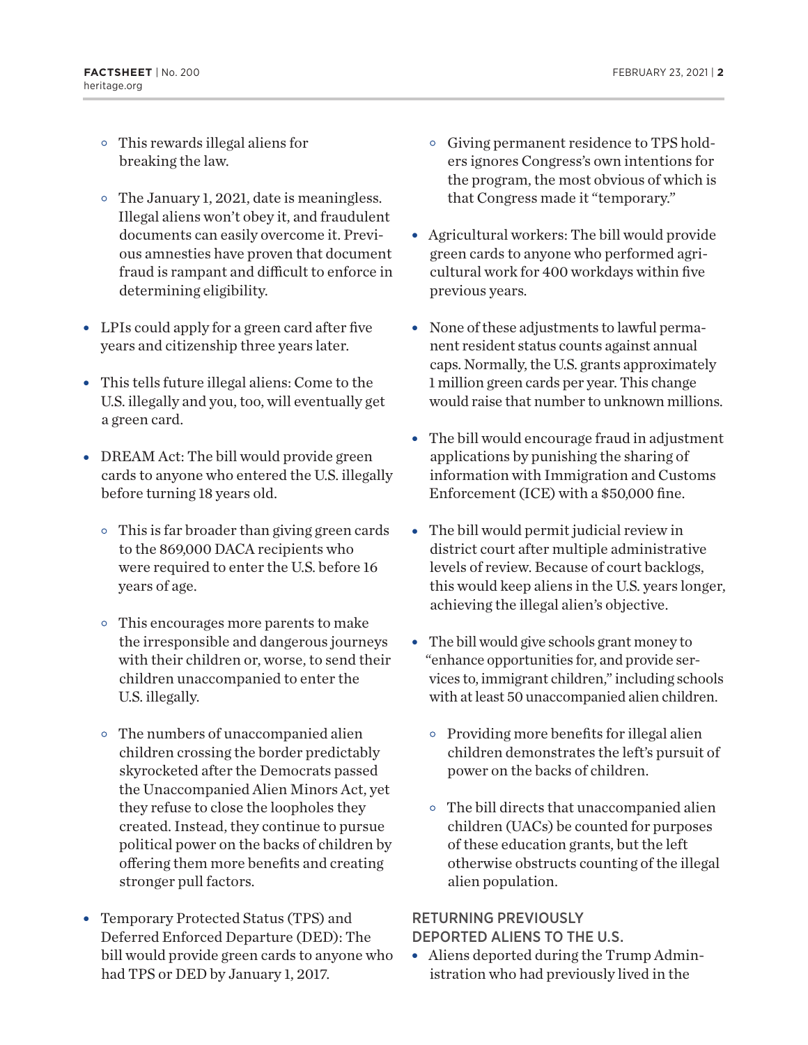- This rewards illegal aliens for breaking the law.
- The January 1, 2021, date is meaningless. Illegal aliens won't obey it, and fraudulent documents can easily overcome it. Previous amnesties have proven that document fraud is rampant and difficult to enforce in determining eligibility.

- LPIs could apply for a green card after five years and citizenship three years later.
- This tells future illegal aliens: Come to the U.S. illegally and you, too, will eventually get a green card.
- DREAM Act: The bill would provide green cards to anyone who entered the U.S. illegally before turning 18 years old.
  - This is far broader than giving green cards to the 869,000 DACA recipients who were required to enter the U.S. before 16 years of age.
  - This encourages more parents to make the irresponsible and dangerous journeys with their children or, worse, to send their children unaccompanied to enter the U.S. illegally.
  - The numbers of unaccompanied alien children crossing the border predictably skyrocketed after the Democrats passed the Unaccompanied Alien Minors Act, yet they refuse to close the loopholes they created. Instead, they continue to pursue political power on the backs of children by offering them more benefits and creating stronger pull factors.
- Temporary Protected Status (TPS) and Deferred Enforced Departure (DED): The bill would provide green cards to anyone who had TPS or DED by January 1, 2017.
  - Giving permanent residence to TPS holders ignores Congress's own intentions for the program, the most obvious of which is that Congress made it "temporary."
- Agricultural workers: The bill would provide green cards to anyone who performed agricultural work for 400 workdays within five previous years.
- None of these adjustments to lawful permanent resident status counts against annual caps. Normally, the U.S. grants approximately 1 million green cards per year. This change would raise that number to unknown millions.
- The bill would encourage fraud in adjustment applications by punishing the sharing of information with Immigration and Customs Enforcement (ICE) with a $50,000 fine.
- The bill would permit judicial review in district court after multiple administrative levels of review. Because of court backlogs, this would keep aliens in the U.S. years longer, achieving the illegal alien's objective.
- The bill would give schools grant money to "enhance opportunities for, and provide services to, immigrant children," including schools with at least 50 unaccompanied alien children.
  - Providing more benefits for illegal alien children demonstrates the left's pursuit of power on the backs of children.
  - The bill directs that unaccompanied alien children (UACs) be counted for purposes of these education grants, but the left otherwise obstructs counting of the illegal alien population.

## RETURNING PREVIOUSLY DEPORTED ALIENS TO THE U.S.

- Aliens deported during the Trump Administration who had previously lived in the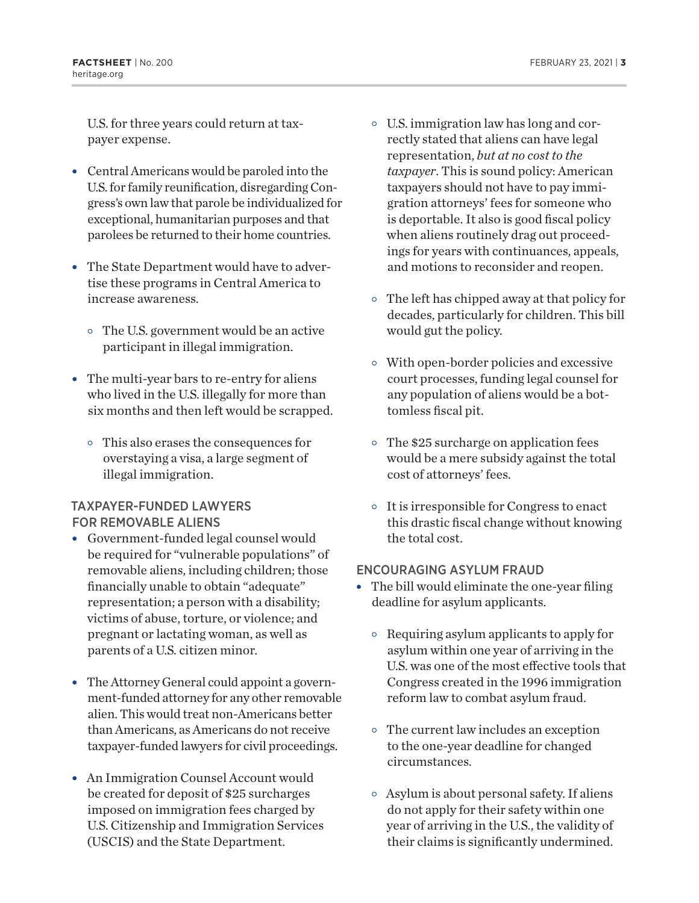U.S. for three years could return at taxpayer expense.

- Central Americans would be paroled into the U.S. for family reunification, disregarding Congress's own law that parole be individualized for exceptional, humanitarian purposes and that parolees be returned to their home countries.
- The State Department would have to advertise these programs in Central America to increase awareness.
  - The U.S. government would be an active participant in illegal immigration.
- The multi-year bars to re-entry for aliens who lived in the U.S. illegally for more than six months and then left would be scrapped.
  - This also erases the consequences for overstaying a visa, a large segment of illegal immigration.

## TAXPAYER-FUNDED LAWYERS FOR REMOVABLE ALIENS

- Government-funded legal counsel would be required for "vulnerable populations" of removable aliens, including children; those financially unable to obtain "adequate" representation; a person with a disability; victims of abuse, torture, or violence; and pregnant or lactating woman, as well as parents of a U.S. citizen minor.
- The Attorney General could appoint a government-funded attorney for any other removable alien. This would treat non-Americans better than Americans, as Americans do not receive taxpayer-funded lawyers for civil proceedings.
- An Immigration Counsel Account would be created for deposit of $25 surcharges imposed on immigration fees charged by U.S. Citizenship and Immigration Services (USCIS) and the State Department.
  - U.S. immigration law has long and correctly stated that aliens can have legal representation, *but at no cost to the taxpayer*. This is sound policy: American taxpayers should not have to pay immigration attorneys' fees for someone who is deportable. It also is good fiscal policy when aliens routinely drag out proceedings for years with continuances, appeals, and motions to reconsider and reopen.
  - The left has chipped away at that policy for decades, particularly for children. This bill would gut the policy.
  - With open-border policies and excessive court processes, funding legal counsel for any population of aliens would be a bottomless fiscal pit.
  - The $25 surcharge on application fees would be a mere subsidy against the total cost of attorneys' fees.
  - It is irresponsible for Congress to enact this drastic fiscal change without knowing the total cost.

## ENCOURAGING ASYLUM FRAUD

- The bill would eliminate the one-year filing deadline for asylum applicants.
  - Requiring asylum applicants to apply for asylum within one year of arriving in the U.S. was one of the most effective tools that Congress created in the 1996 immigration reform law to combat asylum fraud.
  - The current law includes an exception to the one-year deadline for changed circumstances.
  - Asylum is about personal safety. If aliens do not apply for their safety within one year of arriving in the U.S., the validity of their claims is significantly undermined.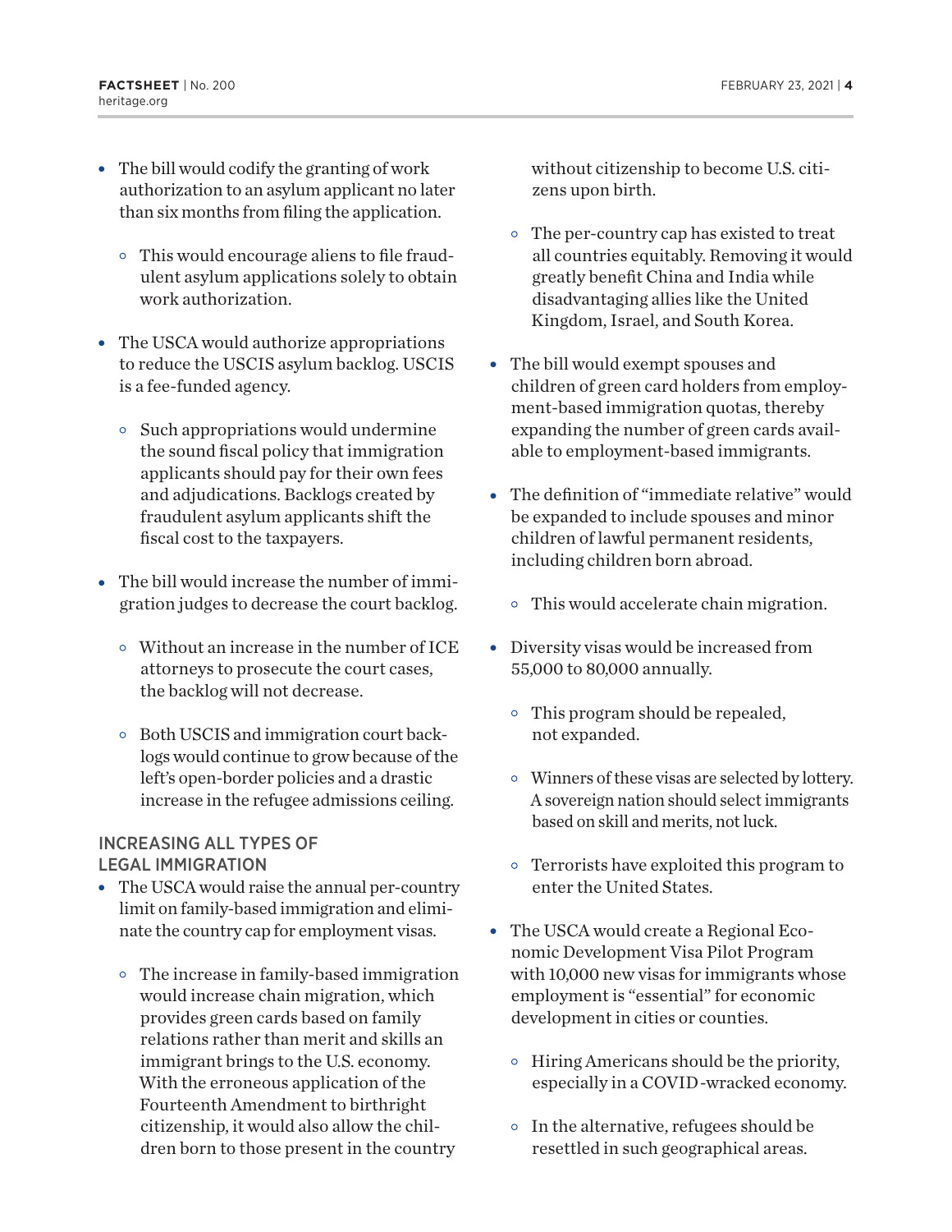- The bill would codify the granting of work authorization to an asylum applicant no later than six months from filing the application.
  - This would encourage aliens to file fraudulent asylum applications solely to obtain work authorization.
- The USCA would authorize appropriations to reduce the USCIS asylum backlog. USCIS is a fee-funded agency.
  - Such appropriations would undermine the sound fiscal policy that immigration applicants should pay for their own fees and adjudications. Backlogs created by fraudulent asylum applicants shift the fiscal cost to the taxpayers.
- The bill would increase the number of immigration judges to decrease the court backlog.
  - Without an increase in the number of ICE attorneys to prosecute the court cases, the backlog will not decrease.
  - Both USCIS and immigration court backlogs would continue to grow because of the left's open-border policies and a drastic increase in the refugee admissions ceiling.

## INCREASING ALL TYPES OF LEGAL IMMIGRATION

- The USCA would raise the annual per-country limit on family-based immigration and eliminate the country cap for employment visas.
  - The increase in family-based immigration would increase chain migration, which provides green cards based on family relations rather than merit and skills an immigrant brings to the U.S. economy. With the erroneous application of the Fourteenth Amendment to birthright citizenship, it would also allow the children born to those present in the country without citizenship to become U.S. citizens upon birth.
  - The per-country cap has existed to treat all countries equitably. Removing it would greatly benefit China and India while disadvantaging allies like the United Kingdom, Israel, and South Korea.
- The bill would exempt spouses and children of green card holders from employment-based immigration quotas, thereby expanding the number of green cards available to employment-based immigrants.
- The definition of "immediate relative" would be expanded to include spouses and minor children of lawful permanent residents, including children born abroad.
  - This would accelerate chain migration.
- Diversity visas would be increased from 55,000 to 80,000 annually.
  - This program should be repealed, not expanded.
  - Winners of these visas are selected by lottery. A sovereign nation should select immigrants based on skill and merits, not luck.
  - Terrorists have exploited this program to enter the United States.
- The USCA would create a Regional Economic Development Visa Pilot Program with 10,000 new visas for immigrants whose employment is "essential" for economic development in cities or counties.
  - Hiring Americans should be the priority, especially in a COVID-wracked economy.
  - In the alternative, refugees should be resettled in such geographical areas.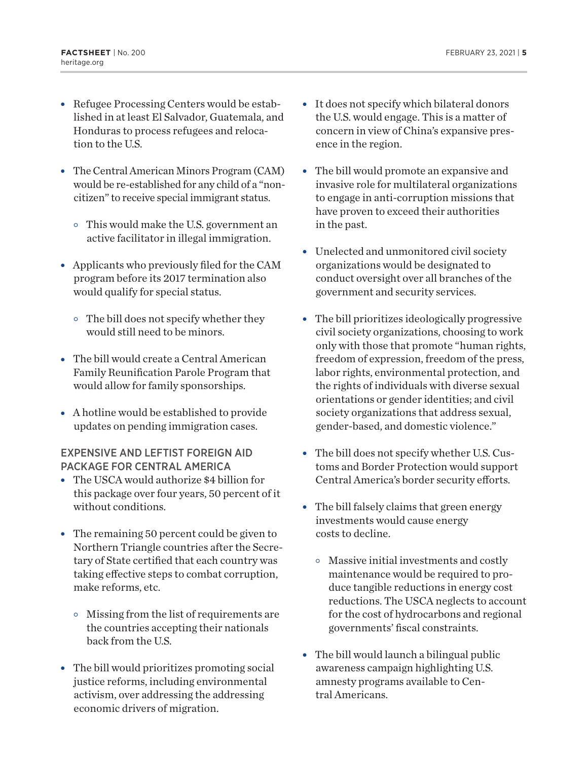- Refugee Processing Centers would be established in at least El Salvador, Guatemala, and Honduras to process refugees and relocation to the U.S.
- The Central American Minors Program (CAM) would be re-established for any child of a "non-citizen" to receive special immigrant status.
  - This would make the U.S. government an active facilitator in illegal immigration.
- Applicants who previously filed for the CAM program before its 2017 termination also would qualify for special status.
  - The bill does not specify whether they would still need to be minors.
- The bill would create a Central American Family Reunification Parole Program that would allow for family sponsorships.
- A hotline would be established to provide updates on pending immigration cases.

## EXPENSIVE AND LEFTIST FOREIGN AID PACKAGE FOR CENTRAL AMERICA

- The USCA would authorize $4 billion for this package over four years, 50 percent of it without conditions.
- The remaining 50 percent could be given to Northern Triangle countries after the Secretary of State certified that each country was taking effective steps to combat corruption, make reforms, etc.
  - Missing from the list of requirements are the countries accepting their nationals back from the U.S.
- The bill would prioritizes promoting social justice reforms, including environmental activism, over addressing the addressing economic drivers of migration.
- It does not specify which bilateral donors the U.S. would engage. This is a matter of concern in view of China's expansive presence in the region.
- The bill would promote an expansive and invasive role for multilateral organizations to engage in anti-corruption missions that have proven to exceed their authorities in the past.
- Unelected and unmonitored civil society organizations would be designated to conduct oversight over all branches of the government and security services.
- The bill prioritizes ideologically progressive civil society organizations, choosing to work only with those that promote "human rights, freedom of expression, freedom of the press, labor rights, environmental protection, and the rights of individuals with diverse sexual orientations or gender identities; and civil society organizations that address sexual, gender-based, and domestic violence."
- The bill does not specify whether U.S. Customs and Border Protection would support Central America's border security efforts.
- The bill falsely claims that green energy investments would cause energy costs to decline.
  - Massive initial investments and costly maintenance would be required to produce tangible reductions in energy cost reductions. The USCA neglects to account for the cost of hydrocarbons and regional governments' fiscal constraints.
- The bill would launch a bilingual public awareness campaign highlighting U.S. amnesty programs available to Central Americans.